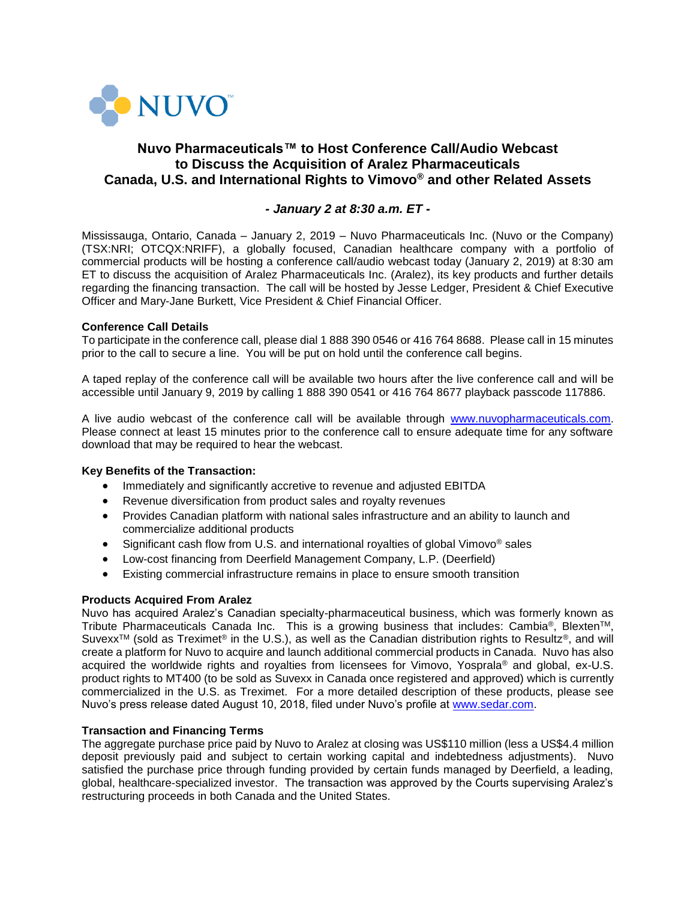NUVO™

# Nuvo Pharmaceuticals™ to Host Conference Call/Audio Webcast to Discuss the Acquisition of Aralez Pharmaceuticals Canada, U.S. and International Rights to Vimovo® and other Related Assets

***- January 2 at 8:30 a.m. ET -***

Mississauga, Ontario, Canada – January 2, 2019 – Nuvo Pharmaceuticals Inc. (Nuvo or the Company) (TSX:NRI; OTCQX:NRIFF), a globally focused, Canadian healthcare company with a portfolio of commercial products will be hosting a conference call/audio webcast today (January 2, 2019) at 8:30 am ET to discuss the acquisition of Aralez Pharmaceuticals Inc. (Aralez), its key products and further details regarding the financing transaction. The call will be hosted by Jesse Ledger, President & Chief Executive Officer and Mary-Jane Burkett, Vice President & Chief Financial Officer.

**Conference Call Details**

To participate in the conference call, please dial 1 888 390 0546 or 416 764 8688. Please call in 15 minutes prior to the call to secure a line. You will be put on hold until the conference call begins.

A taped replay of the conference call will be available two hours after the live conference call and will be accessible until January 9, 2019 by calling 1 888 390 0541 or 416 764 8677 playback passcode 117886.

A live audio webcast of the conference call will be available through www.nuvopharmaceuticals.com. Please connect at least 15 minutes prior to the conference call to ensure adequate time for any software download that may be required to hear the webcast.

**Key Benefits of the Transaction:**

- Immediately and significantly accretive to revenue and adjusted EBITDA
- Revenue diversification from product sales and royalty revenues
- Provides Canadian platform with national sales infrastructure and an ability to launch and commercialize additional products
- Significant cash flow from U.S. and international royalties of global Vimovo® sales
- Low-cost financing from Deerfield Management Company, L.P. (Deerfield)
- Existing commercial infrastructure remains in place to ensure smooth transition

**Products Acquired From Aralez**

Nuvo has acquired Aralez's Canadian specialty-pharmaceutical business, which was formerly known as Tribute Pharmaceuticals Canada Inc. This is a growing business that includes: Cambia®, Blexten™, Suvexx™ (sold as Treximet® in the U.S.), as well as the Canadian distribution rights to Resultz®, and will create a platform for Nuvo to acquire and launch additional commercial products in Canada. Nuvo has also acquired the worldwide rights and royalties from licensees for Vimovo, Yosprala® and global, ex-U.S. product rights to MT400 (to be sold as Suvexx in Canada once registered and approved) which is currently commercialized in the U.S. as Treximet. For a more detailed description of these products, please see Nuvo's press release dated August 10, 2018, filed under Nuvo's profile at www.sedar.com.

**Transaction and Financing Terms**

The aggregate purchase price paid by Nuvo to Aralez at closing was US$110 million (less a US$4.4 million deposit previously paid and subject to certain working capital and indebtedness adjustments). Nuvo satisfied the purchase price through funding provided by certain funds managed by Deerfield, a leading, global, healthcare-specialized investor. The transaction was approved by the Courts supervising Aralez's restructuring proceeds in both Canada and the United States.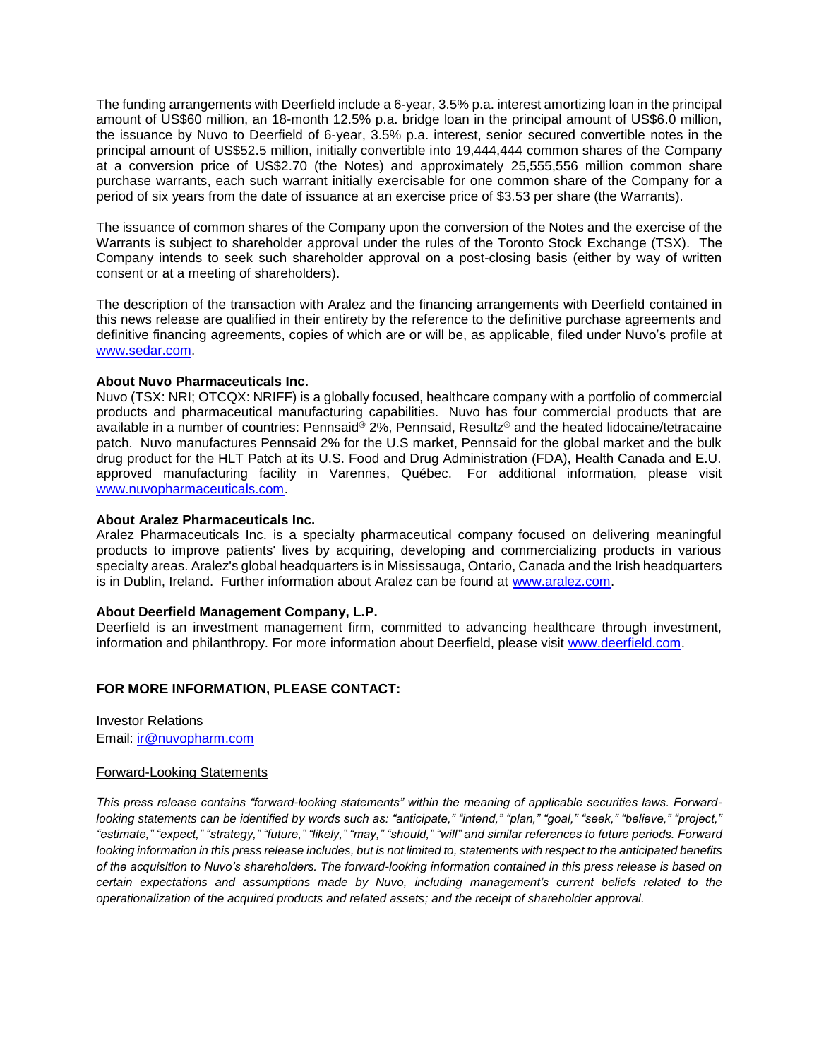The funding arrangements with Deerfield include a 6-year, 3.5% p.a. interest amortizing loan in the principal amount of US$60 million, an 18-month 12.5% p.a. bridge loan in the principal amount of US$6.0 million, the issuance by Nuvo to Deerfield of 6-year, 3.5% p.a. interest, senior secured convertible notes in the principal amount of US$52.5 million, initially convertible into 19,444,444 common shares of the Company at a conversion price of US$2.70 (the Notes) and approximately 25,555,556 million common share purchase warrants, each such warrant initially exercisable for one common share of the Company for a period of six years from the date of issuance at an exercise price of $3.53 per share (the Warrants).

The issuance of common shares of the Company upon the conversion of the Notes and the exercise of the Warrants is subject to shareholder approval under the rules of the Toronto Stock Exchange (TSX). The Company intends to seek such shareholder approval on a post-closing basis (either by way of written consent or at a meeting of shareholders).

The description of the transaction with Aralez and the financing arrangements with Deerfield contained in this news release are qualified in their entirety by the reference to the definitive purchase agreements and definitive financing agreements, copies of which are or will be, as applicable, filed under Nuvo's profile at www.sedar.com.

**About Nuvo Pharmaceuticals Inc.**
Nuvo (TSX: NRI; OTCQX: NRIFF) is a globally focused, healthcare company with a portfolio of commercial products and pharmaceutical manufacturing capabilities. Nuvo has four commercial products that are available in a number of countries: Pennsaid® 2%, Pennsaid, Resultz® and the heated lidocaine/tetracaine patch. Nuvo manufactures Pennsaid 2% for the U.S market, Pennsaid for the global market and the bulk drug product for the HLT Patch at its U.S. Food and Drug Administration (FDA), Health Canada and E.U. approved manufacturing facility in Varennes, Québec. For additional information, please visit www.nuvopharmaceuticals.com.

**About Aralez Pharmaceuticals Inc.**
Aralez Pharmaceuticals Inc. is a specialty pharmaceutical company focused on delivering meaningful products to improve patients' lives by acquiring, developing and commercializing products in various specialty areas. Aralez's global headquarters is in Mississauga, Ontario, Canada and the Irish headquarters is in Dublin, Ireland. Further information about Aralez can be found at www.aralez.com.

**About Deerfield Management Company, L.P.**
Deerfield is an investment management firm, committed to advancing healthcare through investment, information and philanthropy. For more information about Deerfield, please visit www.deerfield.com.

**FOR MORE INFORMATION, PLEASE CONTACT:**

Investor Relations
Email: ir@nuvopharm.com

Forward-Looking Statements

*This press release contains "forward-looking statements" within the meaning of applicable securities laws. Forward-looking statements can be identified by words such as: "anticipate," "intend," "plan," "goal," "seek," "believe," "project," "estimate," "expect," "strategy," "future," "likely," "may," "should," "will" and similar references to future periods. Forward looking information in this press release includes, but is not limited to, statements with respect to the anticipated benefits of the acquisition to Nuvo's shareholders. The forward-looking information contained in this press release is based on certain expectations and assumptions made by Nuvo, including management's current beliefs related to the operationalization of the acquired products and related assets; and the receipt of shareholder approval.*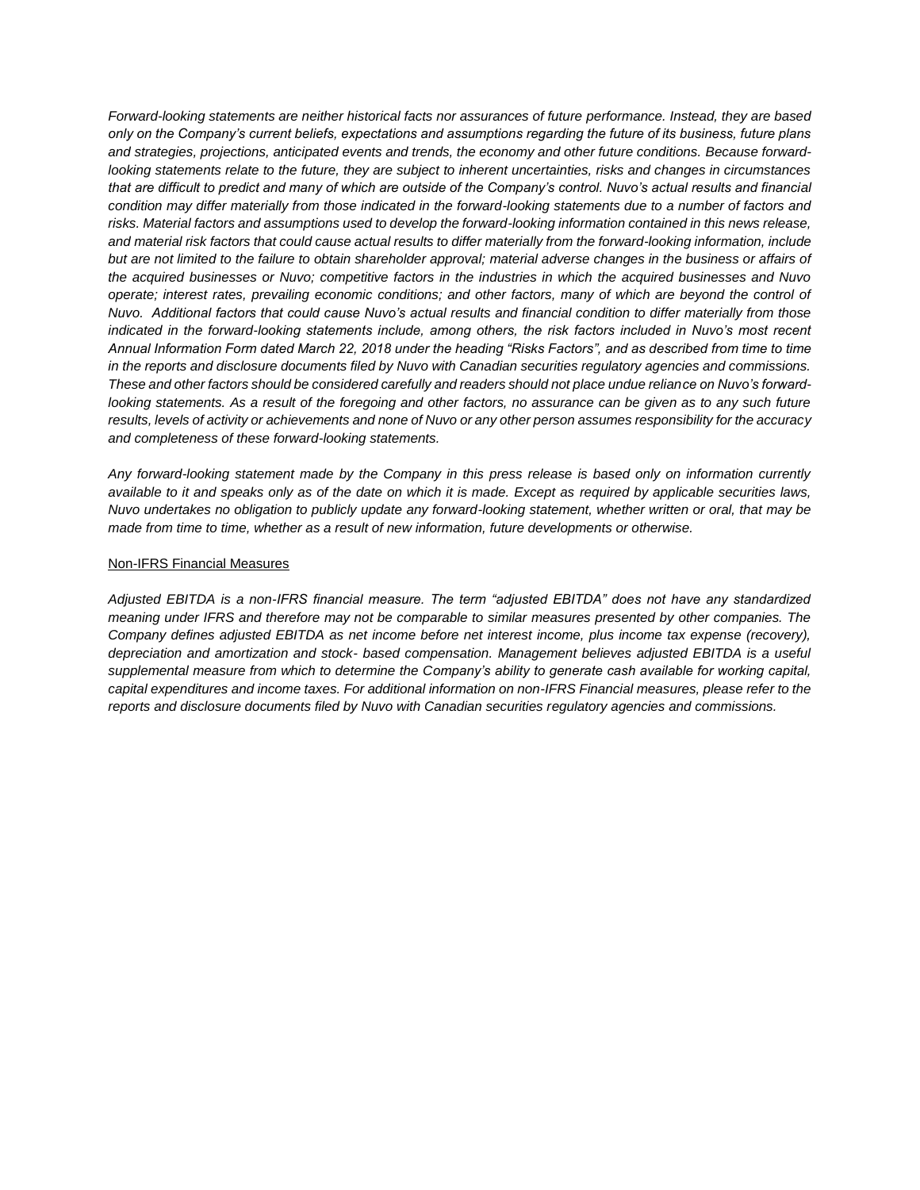*Forward-looking statements are neither historical facts nor assurances of future performance. Instead, they are based only on the Company's current beliefs, expectations and assumptions regarding the future of its business, future plans and strategies, projections, anticipated events and trends, the economy and other future conditions. Because forward-looking statements relate to the future, they are subject to inherent uncertainties, risks and changes in circumstances that are difficult to predict and many of which are outside of the Company's control. Nuvo's actual results and financial condition may differ materially from those indicated in the forward-looking statements due to a number of factors and risks. Material factors and assumptions used to develop the forward-looking information contained in this news release, and material risk factors that could cause actual results to differ materially from the forward-looking information, include but are not limited to the failure to obtain shareholder approval; material adverse changes in the business or affairs of the acquired businesses or Nuvo; competitive factors in the industries in which the acquired businesses and Nuvo operate; interest rates, prevailing economic conditions; and other factors, many of which are beyond the control of Nuvo. Additional factors that could cause Nuvo's actual results and financial condition to differ materially from those indicated in the forward-looking statements include, among others, the risk factors included in Nuvo's most recent Annual Information Form dated March 22, 2018 under the heading "Risks Factors", and as described from time to time in the reports and disclosure documents filed by Nuvo with Canadian securities regulatory agencies and commissions. These and other factors should be considered carefully and readers should not place undue reliance on Nuvo's forward-looking statements. As a result of the foregoing and other factors, no assurance can be given as to any such future results, levels of activity or achievements and none of Nuvo or any other person assumes responsibility for the accuracy and completeness of these forward-looking statements.*

*Any forward-looking statement made by the Company in this press release is based only on information currently available to it and speaks only as of the date on which it is made. Except as required by applicable securities laws, Nuvo undertakes no obligation to publicly update any forward-looking statement, whether written or oral, that may be made from time to time, whether as a result of new information, future developments or otherwise.*

Non-IFRS Financial Measures

*Adjusted EBITDA is a non-IFRS financial measure. The term "adjusted EBITDA" does not have any standardized meaning under IFRS and therefore may not be comparable to similar measures presented by other companies. The Company defines adjusted EBITDA as net income before net interest income, plus income tax expense (recovery), depreciation and amortization and stock- based compensation. Management believes adjusted EBITDA is a useful supplemental measure from which to determine the Company's ability to generate cash available for working capital, capital expenditures and income taxes. For additional information on non-IFRS Financial measures, please refer to the reports and disclosure documents filed by Nuvo with Canadian securities regulatory agencies and commissions.*